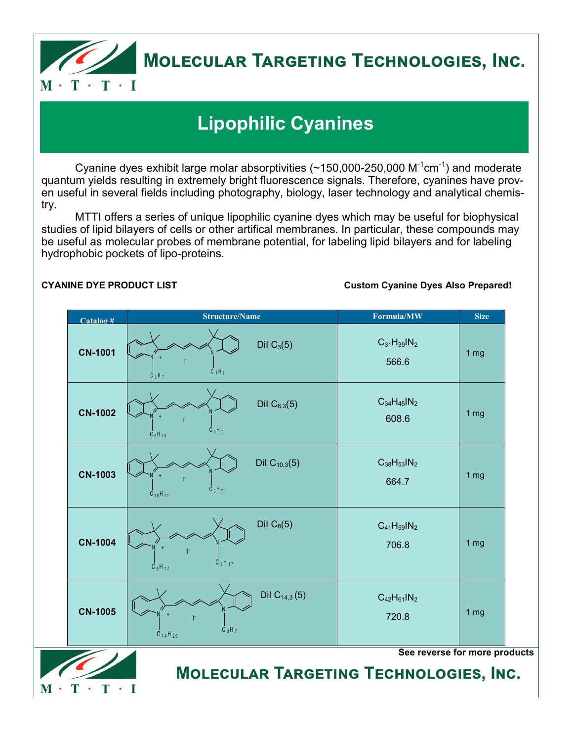# Molecular Targeting Technologies, Inc.

## Lipophilic Cyanines

Cyanine dyes exhibit large molar absorptivities (~150,000-250,000 $M^{-1}cm^{-1}$) and moderate quantum yields resulting in extremely bright fluorescence signals. Therefore, cyanines have proven useful in several fields including photography, biology, laser technology and analytical chemistry.

MTTI offers a series of unique lipophilic cyanine dyes which may be useful for biophysical studies of lipid bilayers of cells or other artifical membranes. In particular, these compounds may be useful as molecular probes of membrane potential, for labeling lipid bilayers and for labeling hydrophobic pockets of lipo-proteins.

**CYANINE DYE PRODUCT LIST**

**Custom Cyanine Dyes Also Prepared!**

| Catalog # | Structure/Name | Formula/MW | Size |
|---|---|---|---|
| **CN-1001** | DiI $C_3(5)$ (N-substituents: $C_3H_7$, $C_3H_7$; $I^-$) | $C_{31}H_{39}IN_2$ 566.6 | 1 mg |
| **CN-1002** | DiI $C_{6,3}(5)$ (N-substituents: $C_6H_{13}$, $C_3H_7$; $I^-$) | $C_{34}H_{45}IN_2$ 608.6 | 1 mg |
| **CN-1003** | DiI $C_{10,3}(5)$ (N-substituents: $C_{10}H_{21}$, $C_3H_7$; $I^-$) | $C_{38}H_{53}IN_2$ 664.7 | 1 mg |
| **CN-1004** | DiI $C_8(5)$ (N-substituents: $C_8H_{17}$, $C_8H_{17}$; $I^-$) | $C_{41}H_{59}IN_2$ 706.8 | 1 mg |
| **CN-1005** | DiI $C_{14,3}(5)$ (N-substituents: $C_{14}H_{29}$, $C_3H_7$; $I^-$) | $C_{42}H_{61}IN_2$ 720.8 | 1 mg |

**See reverse for more products**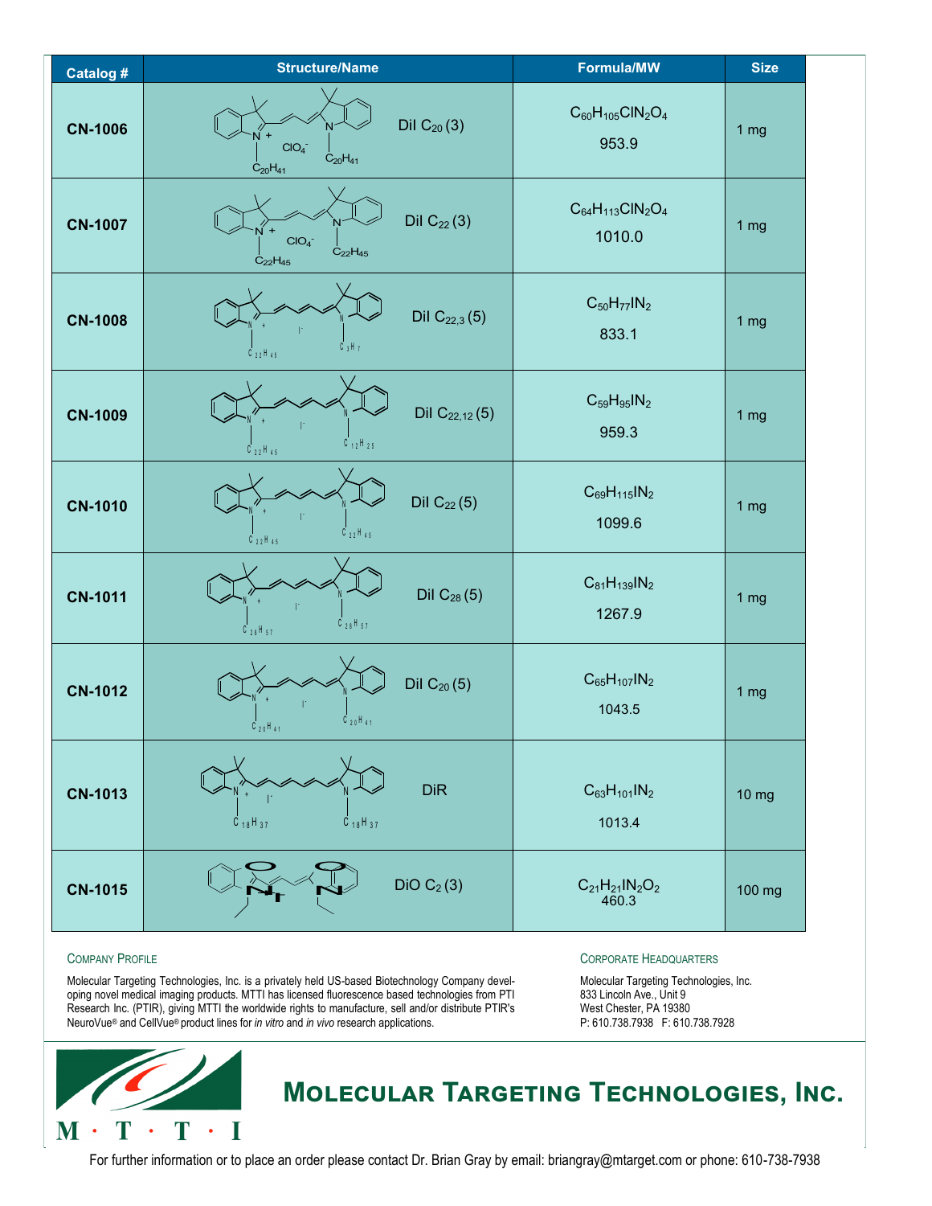| Catalog # | Structure/Name | Formula/MW | Size |
|---|---|---|---|
| CN-1006 | DiI $C_{20}$ (3) | $C_{60}H_{105}ClN_2O_4$ 953.9 | 1 mg |
| CN-1007 | DiI $C_{22}$ (3) | $C_{64}H_{113}ClN_2O_4$ 1010.0 | 1 mg |
| CN-1008 | DiI $C_{22,3}$ (5) | $C_{50}H_{77}IN_2$ 833.1 | 1 mg |
| CN-1009 | DiI $C_{22,12}$ (5) | $C_{59}H_{95}IN_2$ 959.3 | 1 mg |
| CN-1010 | DiI $C_{22}$ (5) | $C_{69}H_{115}IN_2$ 1099.6 | 1 mg |
| CN-1011 | DiI $C_{28}$ (5) | $C_{81}H_{139}IN_2$ 1267.9 | 1 mg |
| CN-1012 | DiI $C_{20}$ (5) | $C_{65}H_{107}IN_2$ 1043.5 | 1 mg |
| CN-1013 | DiR | $C_{63}H_{101}IN_2$ 1013.4 | 10 mg |
| CN-1015 | DiO $C_2$ (3) | $C_{21}H_{21}IN_2O_2$ 460.3 | 100 mg |

## Company Profile

Molecular Targeting Technologies, Inc. is a privately held US-based Biotechnology Company developing novel medical imaging products. MTTI has licensed fluorescence based technologies from PTI Research Inc. (PTIR), giving MTTI the worldwide rights to manufacture, sell and/or distribute PTIR's NeuroVue® and CellVue® product lines for *in vitro* and *in vivo* research applications.

## Corporate Headquarters

Molecular Targeting Technologies, Inc.
833 Lincoln Ave., Unit 9
West Chester, PA 19380
P: 610.738.7938 F: 610.738.7928

M · T · T · I

# Molecular Targeting Technologies, Inc.

For further information or to place an order please contact Dr. Brian Gray by email: briangray@mtarget.com or phone: 610-738-7938